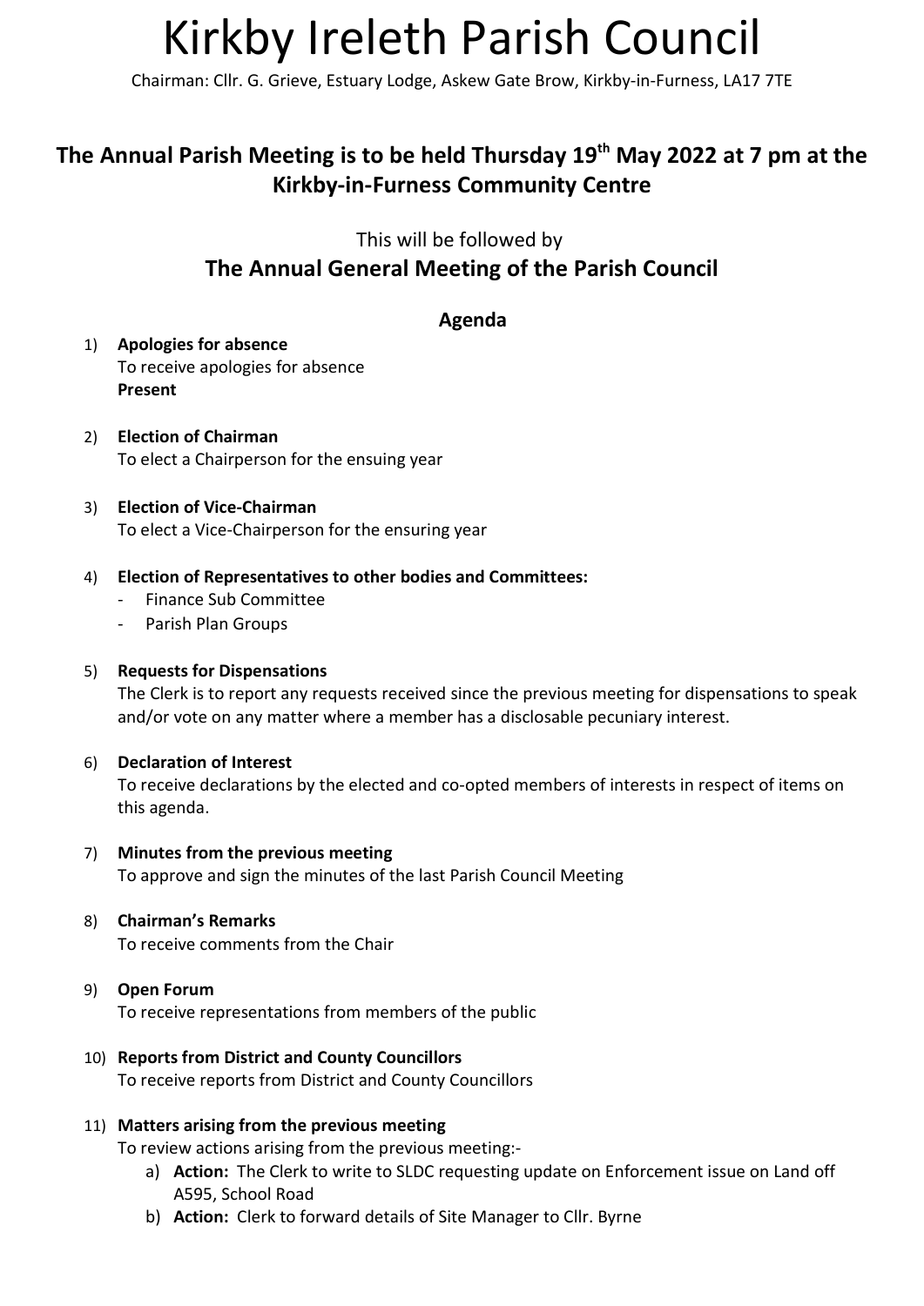# Kirkby Ireleth Parish Council

Chairman: Cllr. G. Grieve, Estuary Lodge, Askew Gate Brow, Kirkby-in-Furness, LA17 7TE

## The Annual Parish Meeting is to be held Thursday 19th May 2022 at 7 pm at the Kirkby-in-Furness Community Centre

This will be followed by

## The Annual General Meeting of the Parish Council

### Agenda

1) **Apologies for absence**
   To receive apologies for absence
   **Present**

2) **Election of Chairman**
   To elect a Chairperson for the ensuing year

3) **Election of Vice-Chairman**
   To elect a Vice-Chairperson for the ensuring year

4) **Election of Representatives to other bodies and Committees:**
   - Finance Sub Committee
   - Parish Plan Groups

5) **Requests for Dispensations**
   The Clerk is to report any requests received since the previous meeting for dispensations to speak and/or vote on any matter where a member has a disclosable pecuniary interest.

6) **Declaration of Interest**
   To receive declarations by the elected and co-opted members of interests in respect of items on this agenda.

7) **Minutes from the previous meeting**
   To approve and sign the minutes of the last Parish Council Meeting

8) **Chairman's Remarks**
   To receive comments from the Chair

9) **Open Forum**
   To receive representations from members of the public

10) **Reports from District and County Councillors**
    To receive reports from District and County Councillors

11) **Matters arising from the previous meeting**
    To review actions arising from the previous meeting:-
    a) **Action:** The Clerk to write to SLDC requesting update on Enforcement issue on Land off A595, School Road
    b) **Action:** Clerk to forward details of Site Manager to Cllr. Byrne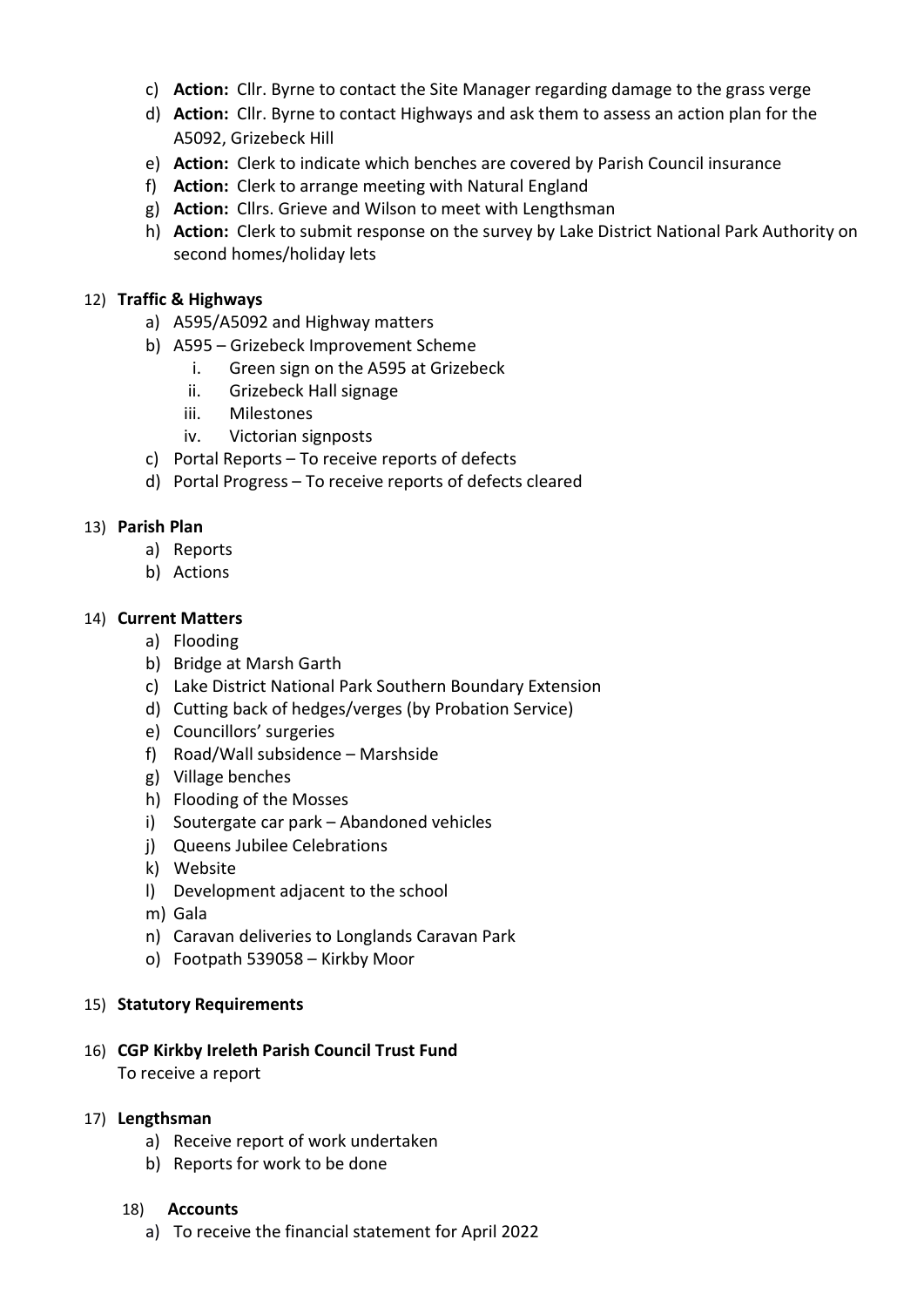c) **Action:** Cllr. Byrne to contact the Site Manager regarding damage to the grass verge
d) **Action:** Cllr. Byrne to contact Highways and ask them to assess an action plan for the A5092, Grizebeck Hill
e) **Action:** Clerk to indicate which benches are covered by Parish Council insurance
f) **Action:** Clerk to arrange meeting with Natural England
g) **Action:** Cllrs. Grieve and Wilson to meet with Lengthsman
h) **Action:** Clerk to submit response on the survey by Lake District National Park Authority on second homes/holiday lets

12) **Traffic & Highways**
   a) A595/A5092 and Highway matters
   b) A595 – Grizebeck Improvement Scheme
      i. Green sign on the A595 at Grizebeck
      ii. Grizebeck Hall signage
      iii. Milestones
      iv. Victorian signposts
   c) Portal Reports – To receive reports of defects
   d) Portal Progress – To receive reports of defects cleared

13) **Parish Plan**
   a) Reports
   b) Actions

14) **Current Matters**
   a) Flooding
   b) Bridge at Marsh Garth
   c) Lake District National Park Southern Boundary Extension
   d) Cutting back of hedges/verges (by Probation Service)
   e) Councillors' surgeries
   f) Road/Wall subsidence – Marshside
   g) Village benches
   h) Flooding of the Mosses
   i) Soutergate car park – Abandoned vehicles
   j) Queens Jubilee Celebrations
   k) Website
   l) Development adjacent to the school
   m) Gala
   n) Caravan deliveries to Longlands Caravan Park
   o) Footpath 539058 – Kirkby Moor

15) **Statutory Requirements**

16) **CGP Kirkby Ireleth Parish Council Trust Fund**
   To receive a report

17) **Lengthsman**
   a) Receive report of work undertaken
   b) Reports for work to be done

18) **Accounts**
   a) To receive the financial statement for April 2022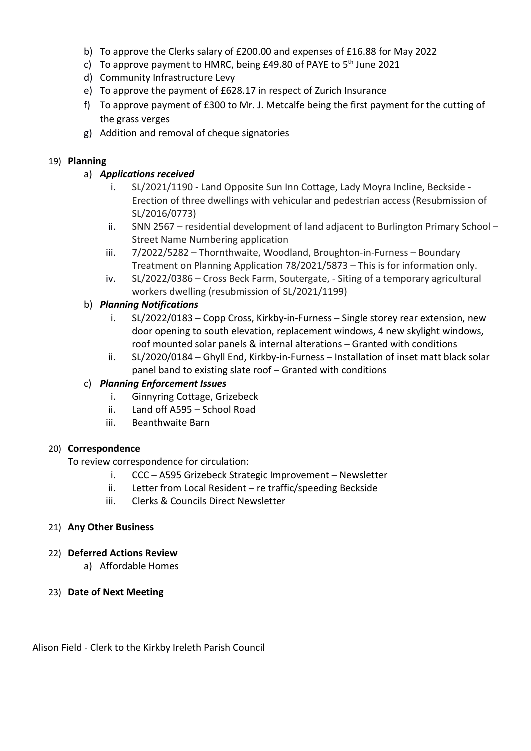b) To approve the Clerks salary of £200.00 and expenses of £16.88 for May 2022
c) To approve payment to HMRC, being £49.80 of PAYE to 5th June 2021
d) Community Infrastructure Levy
e) To approve the payment of £628.17 in respect of Zurich Insurance
f) To approve payment of £300 to Mr. J. Metcalfe being the first payment for the cutting of the grass verges
g) Addition and removal of cheque signatories

19) **Planning**

a) ***Applications received***

i. SL/2021/1190 - Land Opposite Sun Inn Cottage, Lady Moyra Incline, Beckside - Erection of three dwellings with vehicular and pedestrian access (Resubmission of SL/2016/0773)
ii. SNN 2567 – residential development of land adjacent to Burlington Primary School – Street Name Numbering application
iii. 7/2022/5282 – Thornthwaite, Woodland, Broughton-in-Furness – Boundary Treatment on Planning Application 78/2021/5873 – This is for information only.
iv. SL/2022/0386 – Cross Beck Farm, Soutergate, - Siting of a temporary agricultural workers dwelling (resubmission of SL/2021/1199)

b) ***Planning Notifications***

i. SL/2022/0183 – Copp Cross, Kirkby-in-Furness – Single storey rear extension, new door opening to south elevation, replacement windows, 4 new skylight windows, roof mounted solar panels & internal alterations – Granted with conditions
ii. SL/2020/0184 – Ghyll End, Kirkby-in-Furness – Installation of inset matt black solar panel band to existing slate roof – Granted with conditions

c) ***Planning Enforcement Issues***

i. Ginnyring Cottage, Grizebeck
ii. Land off A595 – School Road
iii. Beanthwaite Barn

20) **Correspondence**

To review correspondence for circulation:

i. CCC – A595 Grizebeck Strategic Improvement – Newsletter
ii. Letter from Local Resident – re traffic/speeding Beckside
iii. Clerks & Councils Direct Newsletter

21) **Any Other Business**

22) **Deferred Actions Review**

a) Affordable Homes

23) **Date of Next Meeting**

Alison Field - Clerk to the Kirkby Ireleth Parish Council